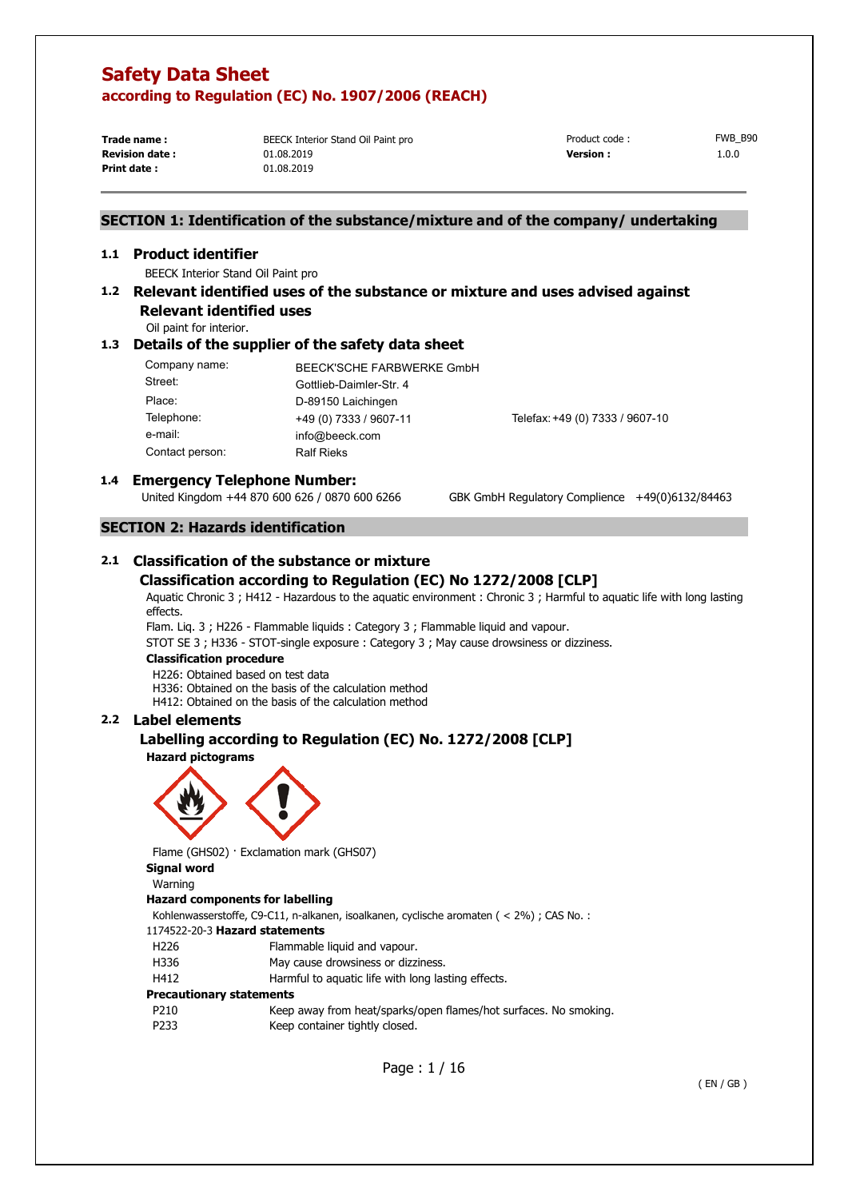# Safety Data Sheet

## according to Regulation (EC) No. 1907/2006 (REACH)

| | | | |
|---|---|---|---|
| **Trade name :** | BEECK Interior Stand Oil Paint pro | Product code : | FWB_B90 |
| **Revision date :** | 01.08.2019 | **Version :** | 1.0.0 |
| **Print date :** | 01.08.2019 | | |

## SECTION 1: Identification of the substance/mixture and of the company/ undertaking

### 1.1 Product identifier

BEECK Interior Stand Oil Paint pro

### 1.2 Relevant identified uses of the substance or mixture and uses advised against

#### Relevant identified uses

Oil paint for interior.

### 1.3 Details of the supplier of the safety data sheet

| | | |
|---|---|---|
| Company name: | BEECK'SCHE FARBWERKE GmbH | |
| Street: | Gottlieb-Daimler-Str. 4 | |
| Place: | D-89150 Laichingen | |
| Telephone: | +49 (0) 7333 / 9607-11 | Telefax: +49 (0) 7333 / 9607-10 |
| e-mail: | info@beeck.com | |
| Contact person: | Ralf Rieks | |

### 1.4 Emergency Telephone Number:

United Kingdom +44 870 600 626 / 0870 600 6266 GBK GmbH Regulatory Complience +49(0)6132/84463

## SECTION 2: Hazards identification

### 2.1 Classification of the substance or mixture

#### Classification according to Regulation (EC) No 1272/2008 [CLP]

Aquatic Chronic 3 ; H412 - Hazardous to the aquatic environment : Chronic 3 ; Harmful to aquatic life with long lasting effects.

Flam. Liq. 3 ; H226 - Flammable liquids : Category 3 ; Flammable liquid and vapour.

STOT SE 3 ; H336 - STOT-single exposure : Category 3 ; May cause drowsiness or dizziness.

**Classification procedure**

H226: Obtained based on test data
H336: Obtained on the basis of the calculation method
H412: Obtained on the basis of the calculation method

### 2.2 Label elements

#### Labelling according to Regulation (EC) No. 1272/2008 [CLP]

**Hazard pictograms**

Flame (GHS02) · Exclamation mark (GHS07)

**Signal word**

Warning

**Hazard components for labelling**

Kohlenwasserstoffe, C9-C11, n-alkanen, isoalkanen, cyclische aromaten ( < 2%) ; CAS No. : 1174522-20-3

**Hazard statements**

| | |
|---|---|
| H226 | Flammable liquid and vapour. |
| H336 | May cause drowsiness or dizziness. |
| H412 | Harmful to aquatic life with long lasting effects. |

**Precautionary statements**

| | |
|---|---|
| P210 | Keep away from heat/sparks/open flames/hot surfaces. No smoking. |
| P233 | Keep container tightly closed. |

( EN / GB )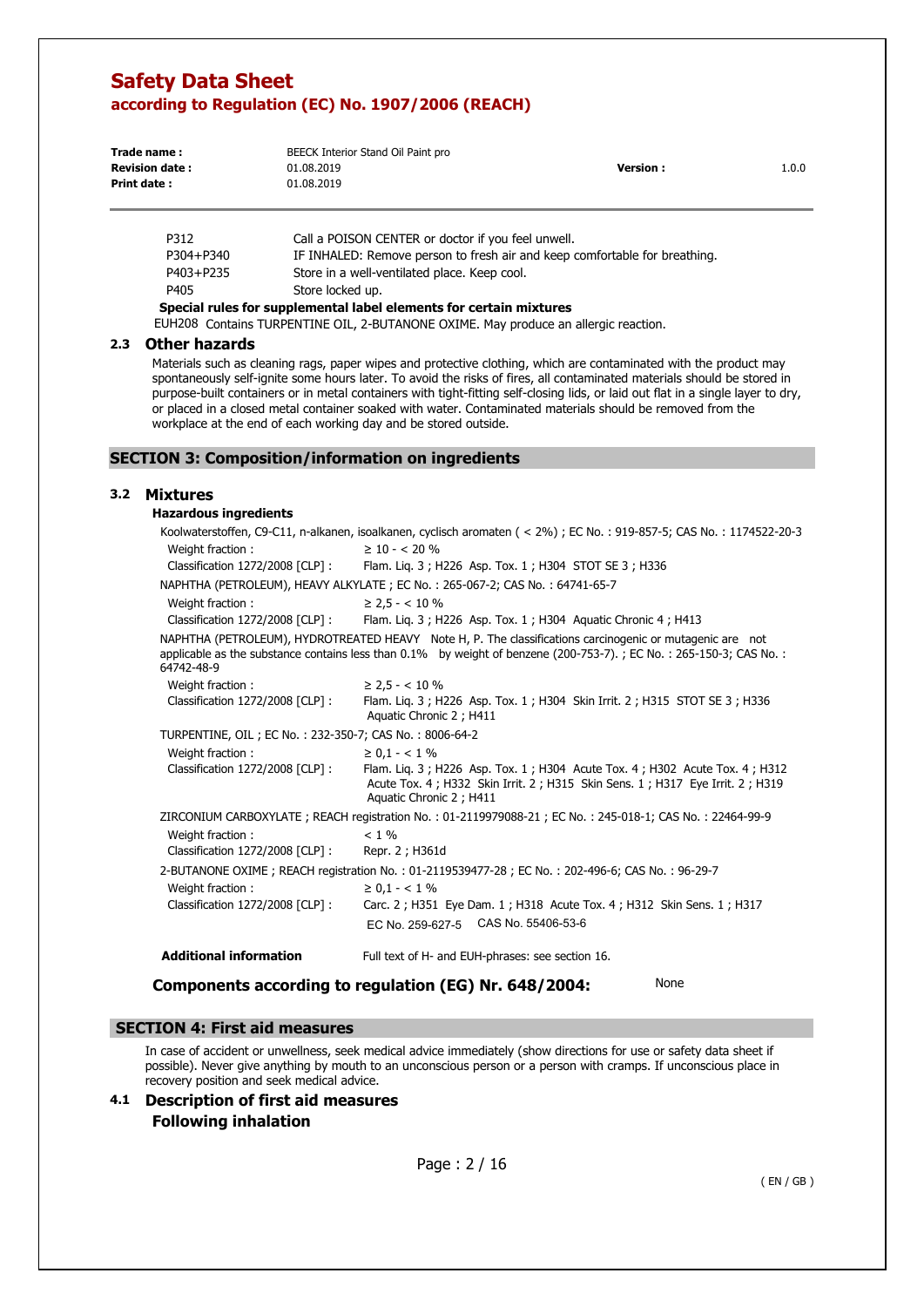| | |
|---|---|
| P312 | Call a POISON CENTER or doctor if you feel unwell. |
| P304+P340 | IF INHALED: Remove person to fresh air and keep comfortable for breathing. |
| P403+P235 | Store in a well-ventilated place. Keep cool. |
| P405 | Store locked up. |

**Special rules for supplemental label elements for certain mixtures**

EUH208 Contains TURPENTINE OIL, 2-BUTANONE OXIME. May produce an allergic reaction.

## 2.3 Other hazards

Materials such as cleaning rags, paper wipes and protective clothing, which are contaminated with the product may spontaneously self-ignite some hours later. To avoid the risks of fires, all contaminated materials should be stored in purpose-built containers or in metal containers with tight-fitting self-closing lids, or laid out flat in a single layer to dry, or placed in a closed metal container soaked with water. Contaminated materials should be removed from the workplace at the end of each working day and be stored outside.

# SECTION 3: Composition/information on ingredients

## 3.2 Mixtures

**Hazardous ingredients**

Koolwaterstoffen, C9-C11, n-alkanen, isoalkanen, cyclisch aromaten ( < 2%) ; EC No. : 919-857-5; CAS No. : 1174522-20-3

Weight fraction : ≥ 10 - < 20 %

Classification 1272/2008 [CLP] : Flam. Liq. 3 ; H226 Asp. Tox. 1 ; H304 STOT SE 3 ; H336

NAPHTHA (PETROLEUM), HEAVY ALKYLATE ; EC No. : 265-067-2; CAS No. : 64741-65-7

Weight fraction : ≥ 2,5 - < 10 %

Classification 1272/2008 [CLP] : Flam. Liq. 3 ; H226 Asp. Tox. 1 ; H304 Aquatic Chronic 4 ; H413

NAPHTHA (PETROLEUM), HYDROTREATED HEAVY Note H, P. The classifications carcinogenic or mutagenic are not applicable as the substance contains less than 0.1% by weight of benzene (200-753-7). ; EC No. : 265-150-3; CAS No. : 64742-48-9

Weight fraction : ≥ 2,5 - < 10 %

Classification 1272/2008 [CLP] : Flam. Liq. 3 ; H226 Asp. Tox. 1 ; H304 Skin Irrit. 2 ; H315 STOT SE 3 ; H336 Aquatic Chronic 2 ; H411

TURPENTINE, OIL ; EC No. : 232-350-7; CAS No. : 8006-64-2

Weight fraction : ≥ 0,1 - < 1 %

Classification 1272/2008 [CLP] : Flam. Liq. 3 ; H226 Asp. Tox. 1 ; H304 Acute Tox. 4 ; H302 Acute Tox. 4 ; H312 Acute Tox. 4 ; H332 Skin Irrit. 2 ; H315 Skin Sens. 1 ; H317 Eye Irrit. 2 ; H319 Aquatic Chronic 2 ; H411

ZIRCONIUM CARBOXYLATE ; REACH registration No. : 01-2119979088-21 ; EC No. : 245-018-1; CAS No. : 22464-99-9

Weight fraction : < 1 %

Classification 1272/2008 [CLP] : Repr. 2 ; H361d

2-BUTANONE OXIME ; REACH registration No. : 01-2119539477-28 ; EC No. : 202-496-6; CAS No. : 96-29-7

Weight fraction : ≥ 0,1 - < 1 %

Classification 1272/2008 [CLP] : Carc. 2 ; H351 Eye Dam. 1 ; H318 Acute Tox. 4 ; H312 Skin Sens. 1 ; H317

EC No. 259-627-5 CAS No. 55406-53-6

**Additional information** Full text of H- and EUH-phrases: see section 16.

**Components according to regulation (EG) Nr. 648/2004:** None

# SECTION 4: First aid measures

In case of accident or unwellness, seek medical advice immediately (show directions for use or safety data sheet if possible). Never give anything by mouth to an unconscious person or a person with cramps. If unconscious place in recovery position and seek medical advice.

## 4.1 Description of first aid measures

**Following inhalation**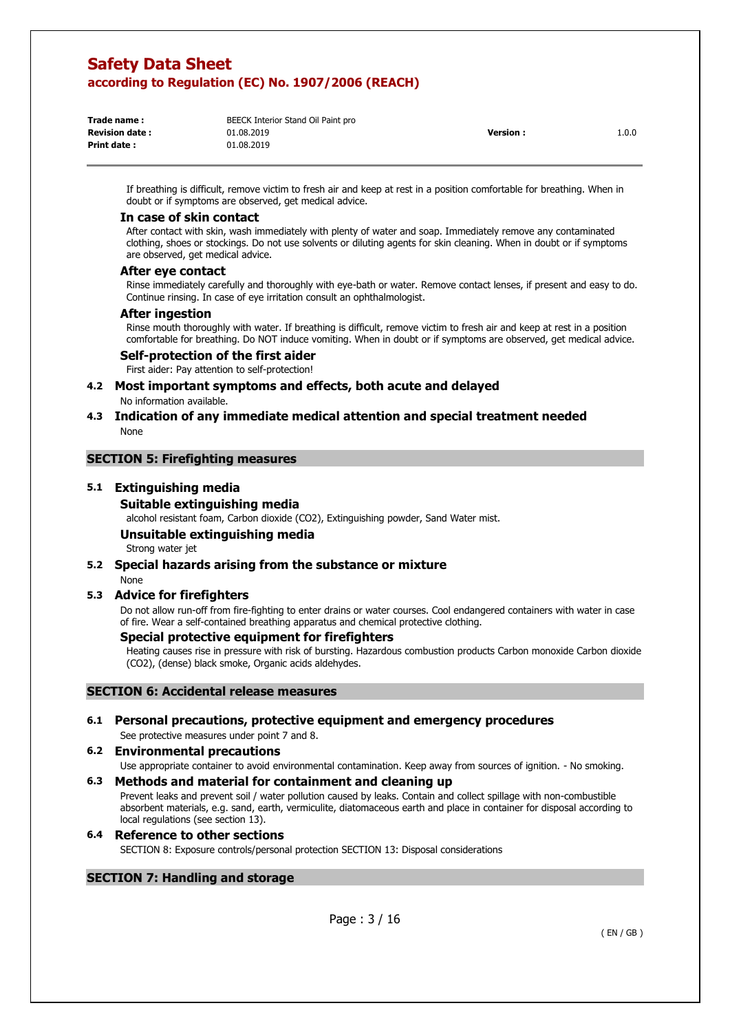If breathing is difficult, remove victim to fresh air and keep at rest in a position comfortable for breathing. When in doubt or if symptoms are observed, get medical advice.

### In case of skin contact

After contact with skin, wash immediately with plenty of water and soap. Immediately remove any contaminated clothing, shoes or stockings. Do not use solvents or diluting agents for skin cleaning. When in doubt or if symptoms are observed, get medical advice.

### After eye contact

Rinse immediately carefully and thoroughly with eye-bath or water. Remove contact lenses, if present and easy to do. Continue rinsing. In case of eye irritation consult an ophthalmologist.

### After ingestion

Rinse mouth thoroughly with water. If breathing is difficult, remove victim to fresh air and keep at rest in a position comfortable for breathing. Do NOT induce vomiting. When in doubt or if symptoms are observed, get medical advice.

### Self-protection of the first aider

First aider: Pay attention to self-protection!

### 4.2 Most important symptoms and effects, both acute and delayed

No information available.

### 4.3 Indication of any immediate medical attention and special treatment needed

None

## SECTION 5: Firefighting measures

### 5.1 Extinguishing media

#### Suitable extinguishing media

alcohol resistant foam, Carbon dioxide ($CO_2$), Extinguishing powder, Sand Water mist.

#### Unsuitable extinguishing media

Strong water jet

### 5.2 Special hazards arising from the substance or mixture

None

### 5.3 Advice for firefighters

Do not allow run-off from fire-fighting to enter drains or water courses. Cool endangered containers with water in case of fire. Wear a self-contained breathing apparatus and chemical protective clothing.

#### Special protective equipment for firefighters

Heating causes rise in pressure with risk of bursting. Hazardous combustion products Carbon monoxide Carbon dioxide ($CO_2$), (dense) black smoke, Organic acids aldehydes.

## SECTION 6: Accidental release measures

### 6.1 Personal precautions, protective equipment and emergency procedures

See protective measures under point 7 and 8.

### 6.2 Environmental precautions

Use appropriate container to avoid environmental contamination. Keep away from sources of ignition. - No smoking.

### 6.3 Methods and material for containment and cleaning up

Prevent leaks and prevent soil / water pollution caused by leaks. Contain and collect spillage with non-combustible absorbent materials, e.g. sand, earth, vermiculite, diatomaceous earth and place in container for disposal according to local regulations (see section 13).

### 6.4 Reference to other sections

SECTION 8: Exposure controls/personal protection SECTION 13: Disposal considerations

## SECTION 7: Handling and storage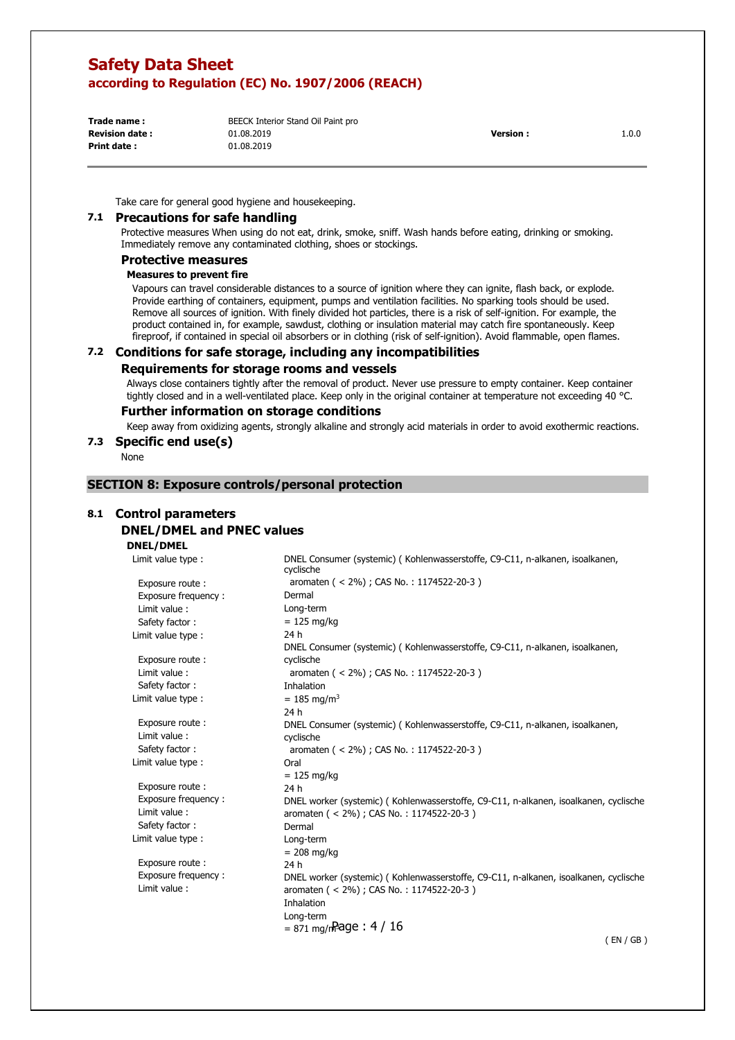Take care for general good hygiene and housekeeping.

## 7.1 Precautions for safe handling

Protective measures When using do not eat, drink, smoke, sniff. Wash hands before eating, drinking or smoking. Immediately remove any contaminated clothing, shoes or stockings.

### Protective measures

#### Measures to prevent fire

Vapours can travel considerable distances to a source of ignition where they can ignite, flash back, or explode. Provide earthing of containers, equipment, pumps and ventilation facilities. No sparking tools should be used. Remove all sources of ignition. With finely divided hot particles, there is a risk of self-ignition. For example, the product contained in, for example, sawdust, clothing or insulation material may catch fire spontaneously. Keep fireproof, if contained in special oil absorbers or in clothing (risk of self-ignition). Avoid flammable, open flames.

## 7.2 Conditions for safe storage, including any incompatibilities

### Requirements for storage rooms and vessels

Always close containers tightly after the removal of product. Never use pressure to empty container. Keep container tightly closed and in a well-ventilated place. Keep only in the original container at temperature not exceeding 40 °C.

### Further information on storage conditions

Keep away from oxidizing agents, strongly alkaline and strongly acid materials in order to avoid exothermic reactions.

## 7.3 Specific end use(s)

None

# SECTION 8: Exposure controls/personal protection

## 8.1 Control parameters

### DNEL/DMEL and PNEC values

#### DNEL/DMEL

Limit value type : DNEL Consumer (systemic) ( Kohlenwasserstoffe, C9-C11, n-alkanen, isoalkanen, cyclische aromaten ( < 2%) ; CAS No. : 1174522-20-3 )
- Exposure route : Dermal
- Exposure frequency : Long-term
- Limit value : = 125 mg/kg
- Safety factor : 24 h

Limit value type : DNEL Consumer (systemic) ( Kohlenwasserstoffe, C9-C11, n-alkanen, isoalkanen, cyclische aromaten ( < 2%) ; CAS No. : 1174522-20-3 )
- Exposure route : Inhalation
- Limit value : = 185 mg/m$^3$
- Safety factor : 24 h

Limit value type : DNEL Consumer (systemic) ( Kohlenwasserstoffe, C9-C11, n-alkanen, isoalkanen, cyclische aromaten ( < 2%) ; CAS No. : 1174522-20-3 )
- Exposure route : Oral
- Limit value : = 125 mg/kg
- Safety factor : 24 h

Limit value type : DNEL worker (systemic) ( Kohlenwasserstoffe, C9-C11, n-alkanen, isoalkanen, cyclische aromaten ( < 2%) ; CAS No. : 1174522-20-3 )
- Exposure route : Dermal
- Exposure frequency : Long-term
- Limit value : = 208 mg/kg
- Safety factor : 24 h

Limit value type : DNEL worker (systemic) ( Kohlenwasserstoffe, C9-C11, n-alkanen, isoalkanen, cyclische aromaten ( < 2%) ; CAS No. : 1174522-20-3 )
- Exposure route : Inhalation
- Exposure frequency : Long-term
- Limit value : = 871 mg/m$^3$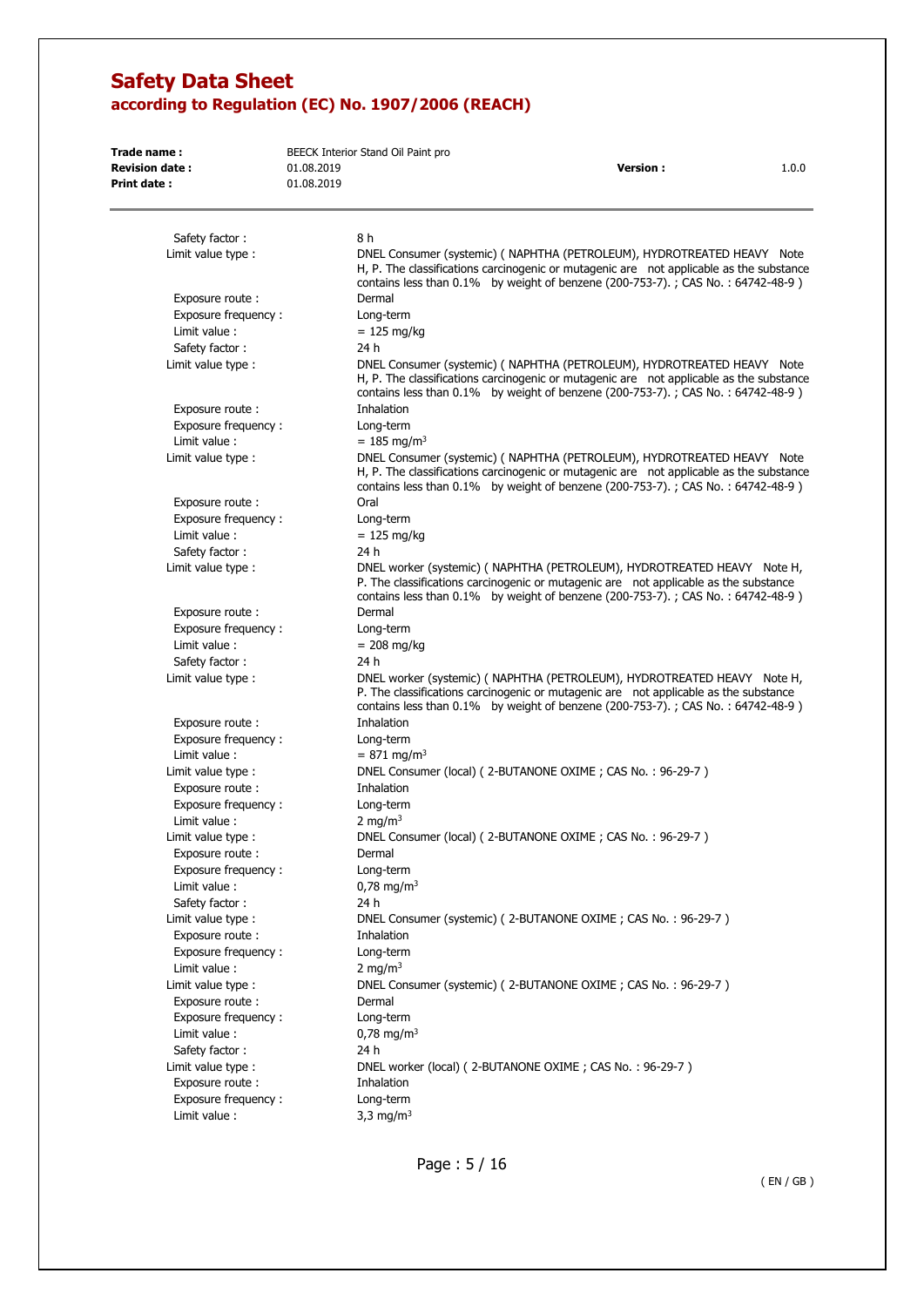| | |
|---|---|
| Safety factor : | 8 h |
| Limit value type : | DNEL Consumer (systemic) ( NAPHTHA (PETROLEUM), HYDROTREATED HEAVY Note H, P. The classifications carcinogenic or mutagenic are not applicable as the substance contains less than 0.1% by weight of benzene (200-753-7). ; CAS No. : 64742-48-9 ) |
| Exposure route : | Dermal |
| Exposure frequency : | Long-term |
| Limit value : | = 125 mg/kg |
| Safety factor : | 24 h |
| Limit value type : | DNEL Consumer (systemic) ( NAPHTHA (PETROLEUM), HYDROTREATED HEAVY Note H, P. The classifications carcinogenic or mutagenic are not applicable as the substance contains less than 0.1% by weight of benzene (200-753-7). ; CAS No. : 64742-48-9 ) |
| Exposure route : | Inhalation |
| Exposure frequency : | Long-term |
| Limit value : | = 185 mg/m$^3$ |
| Limit value type : | DNEL Consumer (systemic) ( NAPHTHA (PETROLEUM), HYDROTREATED HEAVY Note H, P. The classifications carcinogenic or mutagenic are not applicable as the substance contains less than 0.1% by weight of benzene (200-753-7). ; CAS No. : 64742-48-9 ) |
| Exposure route : | Oral |
| Exposure frequency : | Long-term |
| Limit value : | = 125 mg/kg |
| Safety factor : | 24 h |
| Limit value type : | DNEL worker (systemic) ( NAPHTHA (PETROLEUM), HYDROTREATED HEAVY Note H, P. The classifications carcinogenic or mutagenic are not applicable as the substance contains less than 0.1% by weight of benzene (200-753-7). ; CAS No. : 64742-48-9 ) |
| Exposure route : | Dermal |
| Exposure frequency : | Long-term |
| Limit value : | = 208 mg/kg |
| Safety factor : | 24 h |
| Limit value type : | DNEL worker (systemic) ( NAPHTHA (PETROLEUM), HYDROTREATED HEAVY Note H, P. The classifications carcinogenic or mutagenic are not applicable as the substance contains less than 0.1% by weight of benzene (200-753-7). ; CAS No. : 64742-48-9 ) |
| Exposure route : | Inhalation |
| Exposure frequency : | Long-term |
| Limit value : | = 871 mg/m$^3$ |
| Limit value type : | DNEL Consumer (local) ( 2-BUTANONE OXIME ; CAS No. : 96-29-7 ) |
| Exposure route : | Inhalation |
| Exposure frequency : | Long-term |
| Limit value : | 2 mg/m$^3$ |
| Limit value type : | DNEL Consumer (local) ( 2-BUTANONE OXIME ; CAS No. : 96-29-7 ) |
| Exposure route : | Dermal |
| Exposure frequency : | Long-term |
| Limit value : | 0,78 mg/m$^3$ |
| Safety factor : | 24 h |
| Limit value type : | DNEL Consumer (systemic) ( 2-BUTANONE OXIME ; CAS No. : 96-29-7 ) |
| Exposure route : | Inhalation |
| Exposure frequency : | Long-term |
| Limit value : | 2 mg/m$^3$ |
| Limit value type : | DNEL Consumer (systemic) ( 2-BUTANONE OXIME ; CAS No. : 96-29-7 ) |
| Exposure route : | Dermal |
| Exposure frequency : | Long-term |
| Limit value : | 0,78 mg/m$^3$ |
| Safety factor : | 24 h |
| Limit value type : | DNEL worker (local) ( 2-BUTANONE OXIME ; CAS No. : 96-29-7 ) |
| Exposure route : | Inhalation |
| Exposure frequency : | Long-term |
| Limit value : | 3,3 mg/m$^3$ |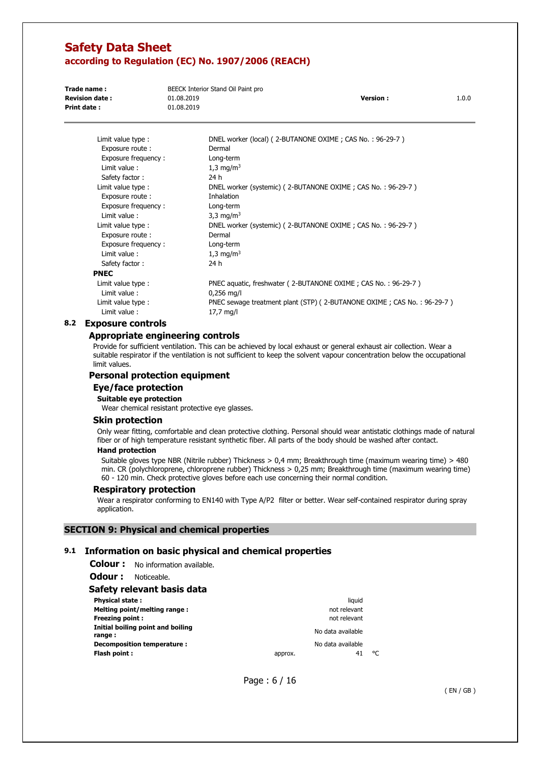| | |
|---|---|
| Limit value type : | DNEL worker (local) ( 2-BUTANONE OXIME ; CAS No. : 96-29-7 ) |
| Exposure route : | Dermal |
| Exposure frequency : | Long-term |
| Limit value : | 1,3 mg/m$^3$ |
| Safety factor : | 24 h |
| Limit value type : | DNEL worker (systemic) ( 2-BUTANONE OXIME ; CAS No. : 96-29-7 ) |
| Exposure route : | Inhalation |
| Exposure frequency : | Long-term |
| Limit value : | 3,3 mg/m$^3$ |
| Limit value type : | DNEL worker (systemic) ( 2-BUTANONE OXIME ; CAS No. : 96-29-7 ) |
| Exposure route : | Dermal |
| Exposure frequency : | Long-term |
| Limit value : | 1,3 mg/m$^3$ |
| Safety factor : | 24 h |

**PNEC**

| | |
|---|---|
| Limit value type : | PNEC aquatic, freshwater ( 2-BUTANONE OXIME ; CAS No. : 96-29-7 ) |
| Limit value : | 0,256 mg/l |
| Limit value type : | PNEC sewage treatment plant (STP) ( 2-BUTANONE OXIME ; CAS No. : 96-29-7 ) |
| Limit value : | 17,7 mg/l |

## 8.2 Exposure controls

### Appropriate engineering controls

Provide for sufficient ventilation. This can be achieved by local exhaust or general exhaust air collection. Wear a suitable respirator if the ventilation is not sufficient to keep the solvent vapour concentration below the occupational limit values.

### Personal protection equipment

#### Eye/face protection

**Suitable eye protection**

Wear chemical resistant protective eye glasses.

#### Skin protection

Only wear fitting, comfortable and clean protective clothing. Personal should wear antistatic clothings made of natural fiber or of high temperature resistant synthetic fiber. All parts of the body should be washed after contact.

**Hand protection**

Suitable gloves type NBR (Nitrile rubber) Thickness > 0,4 mm; Breakthrough time (maximum wearing time) > 480 min. CR (polychloroprene, chloroprene rubber) Thickness > 0,25 mm; Breakthrough time (maximum wearing time) 60 - 120 min. Check protective gloves before each use concerning their normal condition.

#### Respiratory protection

Wear a respirator conforming to EN140 with Type A/P2 filter or better. Wear self-contained respirator during spray application.

# SECTION 9: Physical and chemical properties

## 9.1 Information on basic physical and chemical properties

**Colour :** No information available.

**Odour :** Noticeable.

### Safety relevant basis data

| | | | |
|---|---|---|---|
| **Physical state :** | | liquid | |
| **Melting point/melting range :** | | not relevant | |
| **Freezing point :** | | not relevant | |
| **Initial boiling point and boiling range :** | | No data available | |
| **Decomposition temperature :** | | No data available | |
| **Flash point :** | approx. | 41 | °C |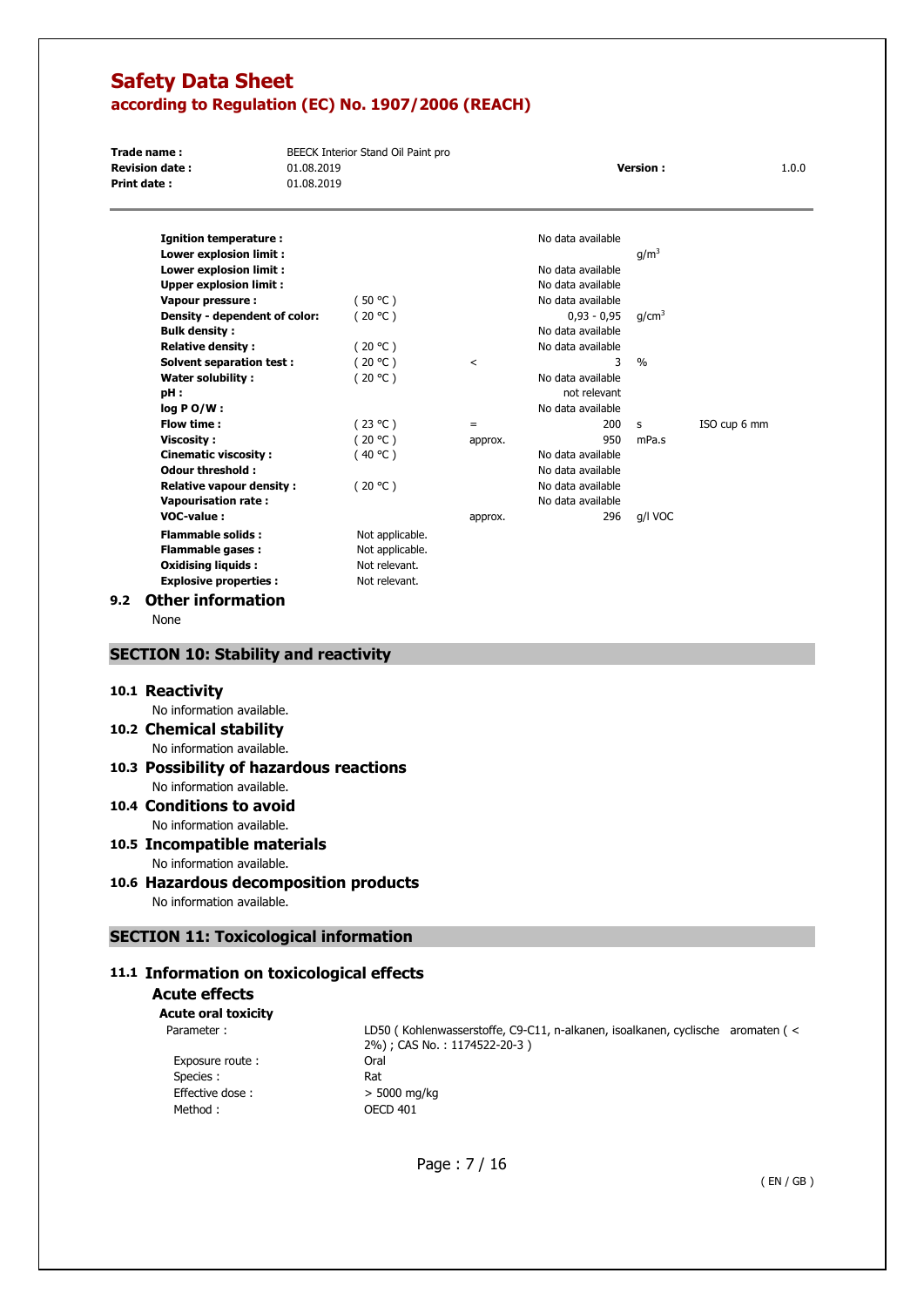| Property | Condition | | Value | Unit | Method |
|---|---|---|---|---|---|
| **Ignition temperature :** | | | No data available | | |
| **Lower explosion limit :** | | | | $g/m^3$ | |
| **Lower explosion limit :** | | | No data available | | |
| **Upper explosion limit :** | | | No data available | | |
| **Vapour pressure :** | ( 50 °C ) | | No data available | | |
| **Density - dependent of color:** | ( 20 °C ) | | 0,93 - 0,95 | $g/cm^3$ | |
| **Bulk density :** | | | No data available | | |
| **Relative density :** | ( 20 °C ) | | No data available | | |
| **Solvent separation test :** | ( 20 °C ) | < | 3 | % | |
| **Water solubility :** | ( 20 °C ) | | No data available | | |
| **pH :** | | | not relevant | | |
| **log P O/W :** | | | No data available | | |
| **Flow time :** | ( 23 °C ) | = | 200 | s | ISO cup 6 mm |
| **Viscosity :** | ( 20 °C ) | approx. | 950 | mPa.s | |
| **Cinematic viscosity :** | ( 40 °C ) | | No data available | | |
| **Odour threshold :** | | | No data available | | |
| **Relative vapour density :** | ( 20 °C ) | | No data available | | |
| **Vapourisation rate :** | | | No data available | | |
| **VOC-value :** | | approx. | 296 | g/l VOC | |
| **Flammable solids :** | Not applicable. | | | | |
| **Flammable gases :** | Not applicable. | | | | |
| **Oxidising liquids :** | Not relevant. | | | | |
| **Explosive properties :** | Not relevant. | | | | |

### 9.2 Other information

None

## SECTION 10: Stability and reactivity

### 10.1 Reactivity

No information available.

### 10.2 Chemical stability

No information available.

### 10.3 Possibility of hazardous reactions

No information available.

### 10.4 Conditions to avoid

No information available.

### 10.5 Incompatible materials

No information available.

### 10.6 Hazardous decomposition products

No information available.

## SECTION 11: Toxicological information

### 11.1 Information on toxicological effects

#### Acute effects

**Acute oral toxicity**

| | |
|---|---|
| Parameter : | LD50 ( Kohlenwasserstoffe, C9-C11, n-alkanen, isoalkanen, cyclische aromaten ( < 2%) ; CAS No. : 1174522-20-3 ) |
| Exposure route : | Oral |
| Species : | Rat |
| Effective dose : | > 5000 mg/kg |
| Method : | OECD 401 |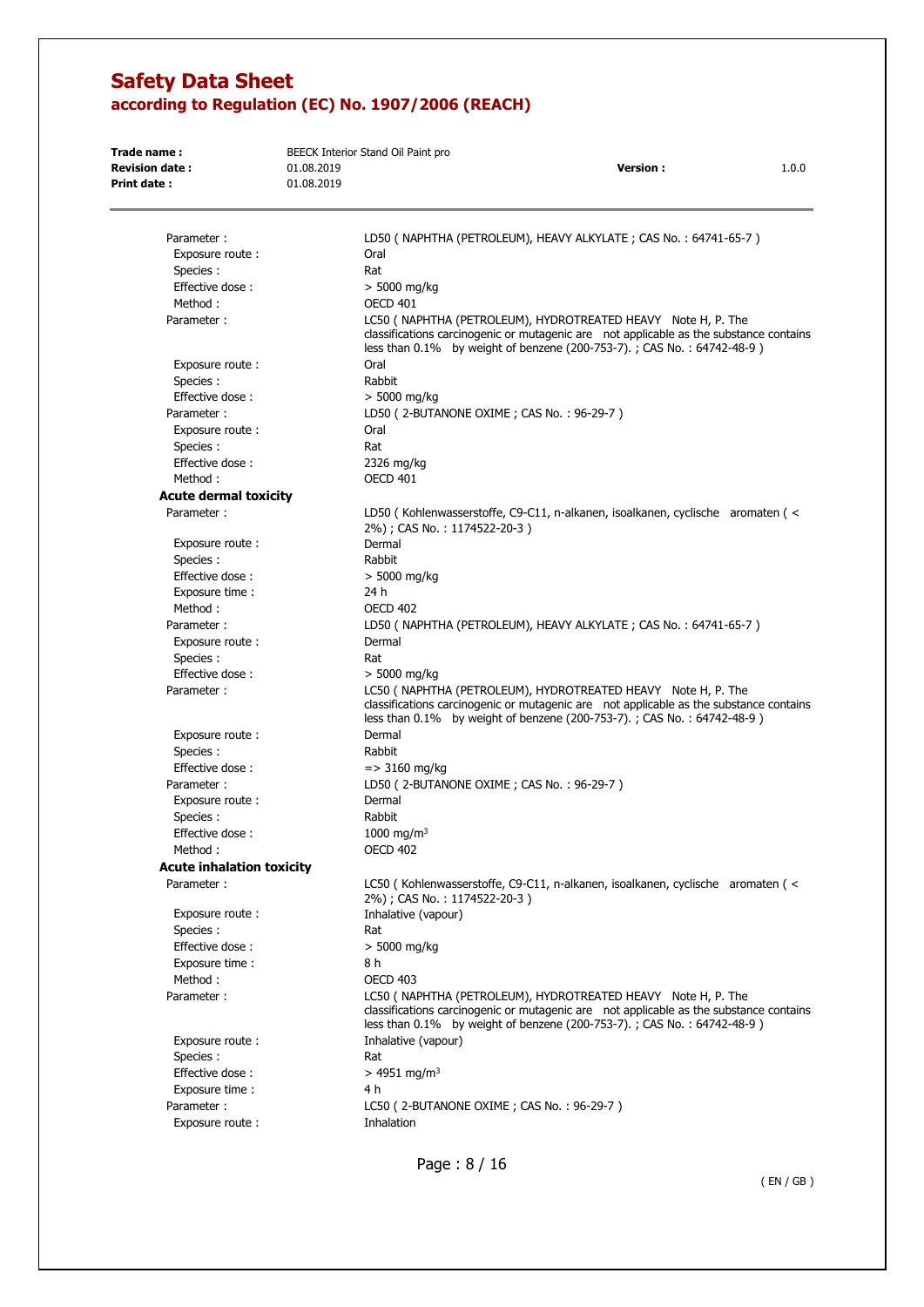Parameter : LD50 ( NAPHTHA (PETROLEUM), HEAVY ALKYLATE ; CAS No. : 64741-65-7 )
Exposure route : Oral
Species : Rat
Effective dose : > 5000 mg/kg
Method : OECD 401

Parameter : LC50 ( NAPHTHA (PETROLEUM), HYDROTREATED HEAVY Note H, P. The classifications carcinogenic or mutagenic are not applicable as the substance contains less than 0.1% by weight of benzene (200-753-7). ; CAS No. : 64742-48-9 )
Exposure route : Oral
Species : Rabbit
Effective dose : > 5000 mg/kg

Parameter : LD50 ( 2-BUTANONE OXIME ; CAS No. : 96-29-7 )
Exposure route : Oral
Species : Rat
Effective dose : 2326 mg/kg
Method : OECD 401

**Acute dermal toxicity**

Parameter : LD50 ( Kohlenwasserstoffe, C9-C11, n-alkanen, isoalkanen, cyclische aromaten ( < 2%) ; CAS No. : 1174522-20-3 )
Exposure route : Dermal
Species : Rabbit
Effective dose : > 5000 mg/kg
Exposure time : 24 h
Method : OECD 402

Parameter : LD50 ( NAPHTHA (PETROLEUM), HEAVY ALKYLATE ; CAS No. : 64741-65-7 )
Exposure route : Dermal
Species : Rat
Effective dose : > 5000 mg/kg

Parameter : LC50 ( NAPHTHA (PETROLEUM), HYDROTREATED HEAVY Note H, P. The classifications carcinogenic or mutagenic are not applicable as the substance contains less than 0.1% by weight of benzene (200-753-7). ; CAS No. : 64742-48-9 )
Exposure route : Dermal
Species : Rabbit
Effective dose : => 3160 mg/kg

Parameter : LD50 ( 2-BUTANONE OXIME ; CAS No. : 96-29-7 )
Exposure route : Dermal
Species : Rabbit
Effective dose : 1000 mg/m³
Method : OECD 402

**Acute inhalation toxicity**

Parameter : LC50 ( Kohlenwasserstoffe, C9-C11, n-alkanen, isoalkanen, cyclische aromaten ( < 2%) ; CAS No. : 1174522-20-3 )
Exposure route : Inhalative (vapour)
Species : Rat
Effective dose : > 5000 mg/kg
Exposure time : 8 h
Method : OECD 403

Parameter : LC50 ( NAPHTHA (PETROLEUM), HYDROTREATED HEAVY Note H, P. The classifications carcinogenic or mutagenic are not applicable as the substance contains less than 0.1% by weight of benzene (200-753-7). ; CAS No. : 64742-48-9 )
Exposure route : Inhalative (vapour)
Species : Rat
Effective dose : > 4951 mg/m³
Exposure time : 4 h

Parameter : LC50 ( 2-BUTANONE OXIME ; CAS No. : 96-29-7 )
Exposure route : Inhalation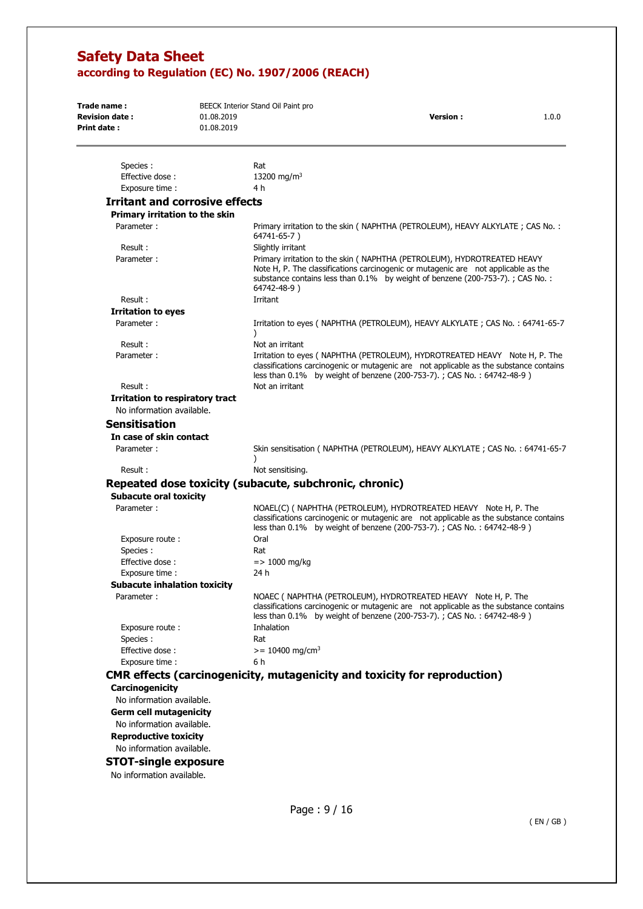| | |
|---|---|
| Species : | Rat |
| Effective dose : | 13200 mg/m$^3$ |
| Exposure time : | 4 h |

### Irritant and corrosive effects

#### Primary irritation to the skin

| | |
|---|---|
| Parameter : | Primary irritation to the skin ( NAPHTHA (PETROLEUM), HEAVY ALKYLATE ; CAS No. : 64741-65-7 ) |
| Result : | Slightly irritant |
| Parameter : | Primary irritation to the skin ( NAPHTHA (PETROLEUM), HYDROTREATED HEAVY Note H, P. The classifications carcinogenic or mutagenic are not applicable as the substance contains less than 0.1% by weight of benzene (200-753-7). ; CAS No. : 64742-48-9 ) |
| Result : | Irritant |

#### Irritation to eyes

| | |
|---|---|
| Parameter : | Irritation to eyes ( NAPHTHA (PETROLEUM), HEAVY ALKYLATE ; CAS No. : 64741-65-7 ) |
| Result : | Not an irritant |
| Parameter : | Irritation to eyes ( NAPHTHA (PETROLEUM), HYDROTREATED HEAVY Note H, P. The classifications carcinogenic or mutagenic are not applicable as the substance contains less than 0.1% by weight of benzene (200-753-7). ; CAS No. : 64742-48-9 ) |
| Result : | Not an irritant |

#### Irritation to respiratory tract

No information available.

### Sensitisation

#### In case of skin contact

| | |
|---|---|
| Parameter : | Skin sensitisation ( NAPHTHA (PETROLEUM), HEAVY ALKYLATE ; CAS No. : 64741-65-7 ) |
| Result : | Not sensitising. |

### Repeated dose toxicity (subacute, subchronic, chronic)

#### Subacute oral toxicity

| | |
|---|---|
| Parameter : | NOAEL(C) ( NAPHTHA (PETROLEUM), HYDROTREATED HEAVY Note H, P. The classifications carcinogenic or mutagenic are not applicable as the substance contains less than 0.1% by weight of benzene (200-753-7). ; CAS No. : 64742-48-9 ) |
| Exposure route : | Oral |
| Species : | Rat |
| Effective dose : | => 1000 mg/kg |
| Exposure time : | 24 h |

#### Subacute inhalation toxicity

| | |
|---|---|
| Parameter : | NOAEC ( NAPHTHA (PETROLEUM), HYDROTREATED HEAVY Note H, P. The classifications carcinogenic or mutagenic are not applicable as the substance contains less than 0.1% by weight of benzene (200-753-7). ; CAS No. : 64742-48-9 ) |
| Exposure route : | Inhalation |
| Species : | Rat |
| Effective dose : | >= 10400 mg/cm$^3$ |
| Exposure time : | 6 h |

### CMR effects (carcinogenicity, mutagenicity and toxicity for reproduction)

#### Carcinogenicity

No information available.

#### Germ cell mutagenicity

No information available.

#### Reproductive toxicity

No information available.

### STOT-single exposure

No information available.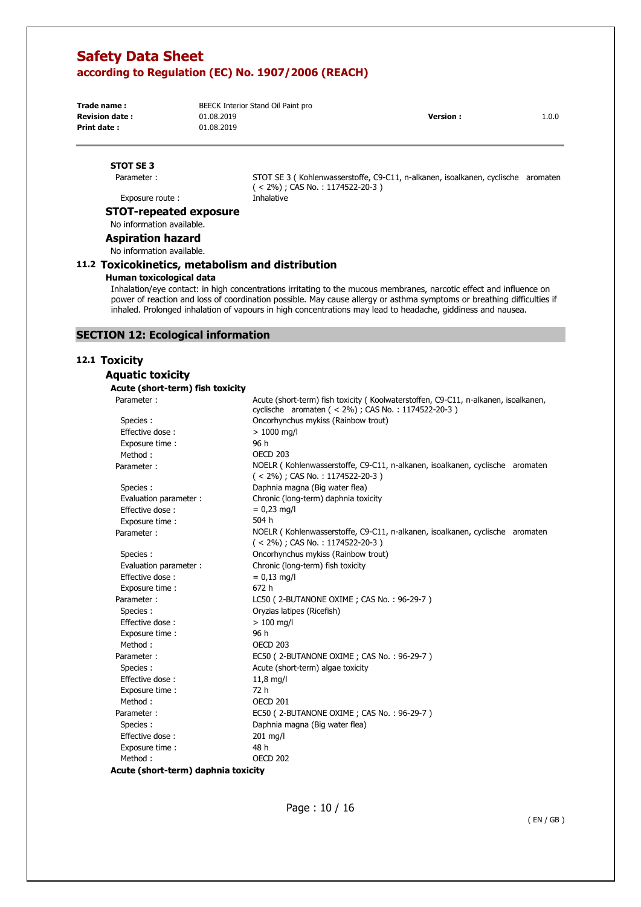**STOT SE 3**

| | |
|---|---|
| Parameter : | STOT SE 3 ( Kohlenwasserstoffe, C9-C11, n-alkanen, isoalkanen, cyclische aromaten ( < 2%) ; CAS No. : 1174522-20-3 ) |
| Exposure route : | Inhalative |

### STOT-repeated exposure

No information available.

### Aspiration hazard

No information available.

## 11.2 Toxicokinetics, metabolism and distribution

**Human toxicological data**

Inhalation/eye contact: in high concentrations irritating to the mucous membranes, narcotic effect and influence on power of reaction and loss of coordination possible. May cause allergy or asthma symptoms or breathing difficulties if inhaled. Prolonged inhalation of vapours in high concentrations may lead to headache, giddiness and nausea.

# SECTION 12: Ecological information

## 12.1 Toxicity

### Aquatic toxicity

**Acute (short-term) fish toxicity**

| | |
|---|---|
| Parameter : | Acute (short-term) fish toxicity ( Koolwaterstoffen, C9-C11, n-alkanen, isoalkanen, cyclische aromaten ( < 2%) ; CAS No. : 1174522-20-3 ) |
| Species : | Oncorhynchus mykiss (Rainbow trout) |
| Effective dose : | > 1000 mg/l |
| Exposure time : | 96 h |
| Method : | OECD 203 |
| Parameter : | NOELR ( Kohlenwasserstoffe, C9-C11, n-alkanen, isoalkanen, cyclische aromaten ( < 2%) ; CAS No. : 1174522-20-3 ) |
| Species : | Daphnia magna (Big water flea) |
| Evaluation parameter : | Chronic (long-term) daphnia toxicity |
| Effective dose : | = 0,23 mg/l |
| Exposure time : | 504 h |
| Parameter : | NOELR ( Kohlenwasserstoffe, C9-C11, n-alkanen, isoalkanen, cyclische aromaten ( < 2%) ; CAS No. : 1174522-20-3 ) |
| Species : | Oncorhynchus mykiss (Rainbow trout) |
| Evaluation parameter : | Chronic (long-term) fish toxicity |
| Effective dose : | = 0,13 mg/l |
| Exposure time : | 672 h |
| Parameter : | LC50 ( 2-BUTANONE OXIME ; CAS No. : 96-29-7 ) |
| Species : | Oryzias latipes (Ricefish) |
| Effective dose : | > 100 mg/l |
| Exposure time : | 96 h |
| Method : | OECD 203 |
| Parameter : | EC50 ( 2-BUTANONE OXIME ; CAS No. : 96-29-7 ) |
| Species : | Acute (short-term) algae toxicity |
| Effective dose : | 11,8 mg/l |
| Exposure time : | 72 h |
| Method : | OECD 201 |
| Parameter : | EC50 ( 2-BUTANONE OXIME ; CAS No. : 96-29-7 ) |
| Species : | Daphnia magna (Big water flea) |
| Effective dose : | 201 mg/l |
| Exposure time : | 48 h |
| Method : | OECD 202 |

**Acute (short-term) daphnia toxicity**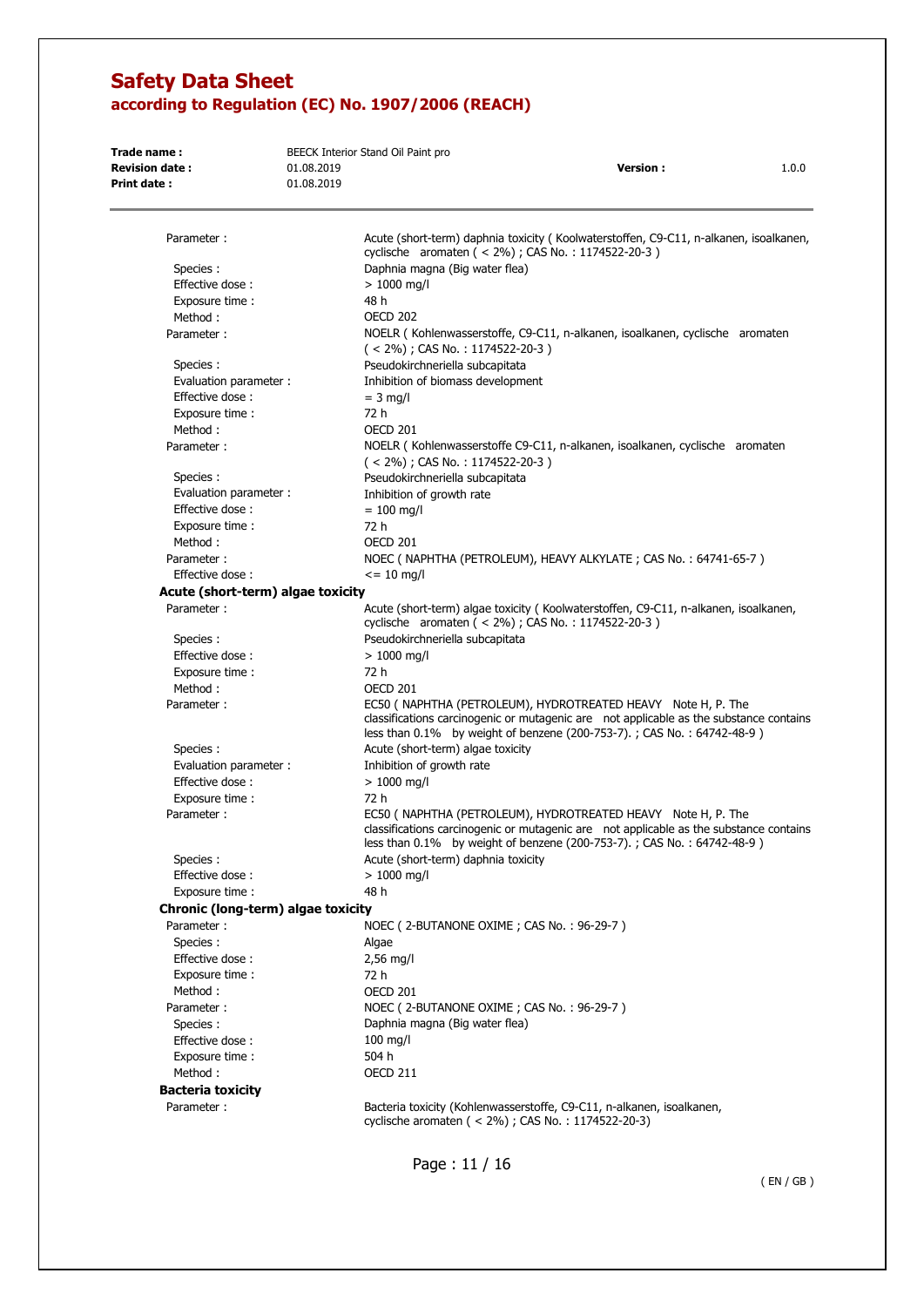| | |
|---|---|
| Parameter : | Acute (short-term) daphnia toxicity ( Koolwaterstoffen, C9-C11, n-alkanen, isoalkanen, cyclische aromaten ( < 2%) ; CAS No. : 1174522-20-3 ) |
| Species : | Daphnia magna (Big water flea) |
| Effective dose : | > 1000 mg/l |
| Exposure time : | 48 h |
| Method : | OECD 202 |
| Parameter : | NOELR ( Kohlenwasserstoffe, C9-C11, n-alkanen, isoalkanen, cyclische aromaten ( < 2%) ; CAS No. : 1174522-20-3 ) |
| Species : | Pseudokirchneriella subcapitata |
| Evaluation parameter : | Inhibition of biomass development |
| Effective dose : | = 3 mg/l |
| Exposure time : | 72 h |
| Method : | OECD 201 |
| Parameter : | NOELR ( Kohlenwasserstoffe C9-C11, n-alkanen, isoalkanen, cyclische aromaten ( < 2%) ; CAS No. : 1174522-20-3 ) |
| Species : | Pseudokirchneriella subcapitata |
| Evaluation parameter : | Inhibition of growth rate |
| Effective dose : | = 100 mg/l |
| Exposure time : | 72 h |
| Method : | OECD 201 |
| Parameter : | NOEC ( NAPHTHA (PETROLEUM), HEAVY ALKYLATE ; CAS No. : 64741-65-7 ) |
| Effective dose : | <= 10 mg/l |

**Acute (short-term) algae toxicity**

| | |
|---|---|
| Parameter : | Acute (short-term) algae toxicity ( Koolwaterstoffen, C9-C11, n-alkanen, isoalkanen, cyclische aromaten ( < 2%) ; CAS No. : 1174522-20-3 ) |
| Species : | Pseudokirchneriella subcapitata |
| Effective dose : | > 1000 mg/l |
| Exposure time : | 72 h |
| Method : | OECD 201 |
| Parameter : | EC50 ( NAPHTHA (PETROLEUM), HYDROTREATED HEAVY Note H, P. The classifications carcinogenic or mutagenic are not applicable as the substance contains less than 0.1% by weight of benzene (200-753-7). ; CAS No. : 64742-48-9 ) |
| Species : | Acute (short-term) algae toxicity |
| Evaluation parameter : | Inhibition of growth rate |
| Effective dose : | > 1000 mg/l |
| Exposure time : | 72 h |
| Parameter : | EC50 ( NAPHTHA (PETROLEUM), HYDROTREATED HEAVY Note H, P. The classifications carcinogenic or mutagenic are not applicable as the substance contains less than 0.1% by weight of benzene (200-753-7). ; CAS No. : 64742-48-9 ) |
| Species : | Acute (short-term) daphnia toxicity |
| Effective dose : | > 1000 mg/l |
| Exposure time : | 48 h |

**Chronic (long-term) algae toxicity**

| | |
|---|---|
| Parameter : | NOEC ( 2-BUTANONE OXIME ; CAS No. : 96-29-7 ) |
| Species : | Algae |
| Effective dose : | 2,56 mg/l |
| Exposure time : | 72 h |
| Method : | OECD 201 |
| Parameter : | NOEC ( 2-BUTANONE OXIME ; CAS No. : 96-29-7 ) |
| Species : | Daphnia magna (Big water flea) |
| Effective dose : | 100 mg/l |
| Exposure time : | 504 h |
| Method : | OECD 211 |

**Bacteria toxicity**

| | |
|---|---|
| Parameter : | Bacteria toxicity (Kohlenwasserstoffe, C9-C11, n-alkanen, isoalkanen, cyclische aromaten ( < 2%) ; CAS No. : 1174522-20-3) |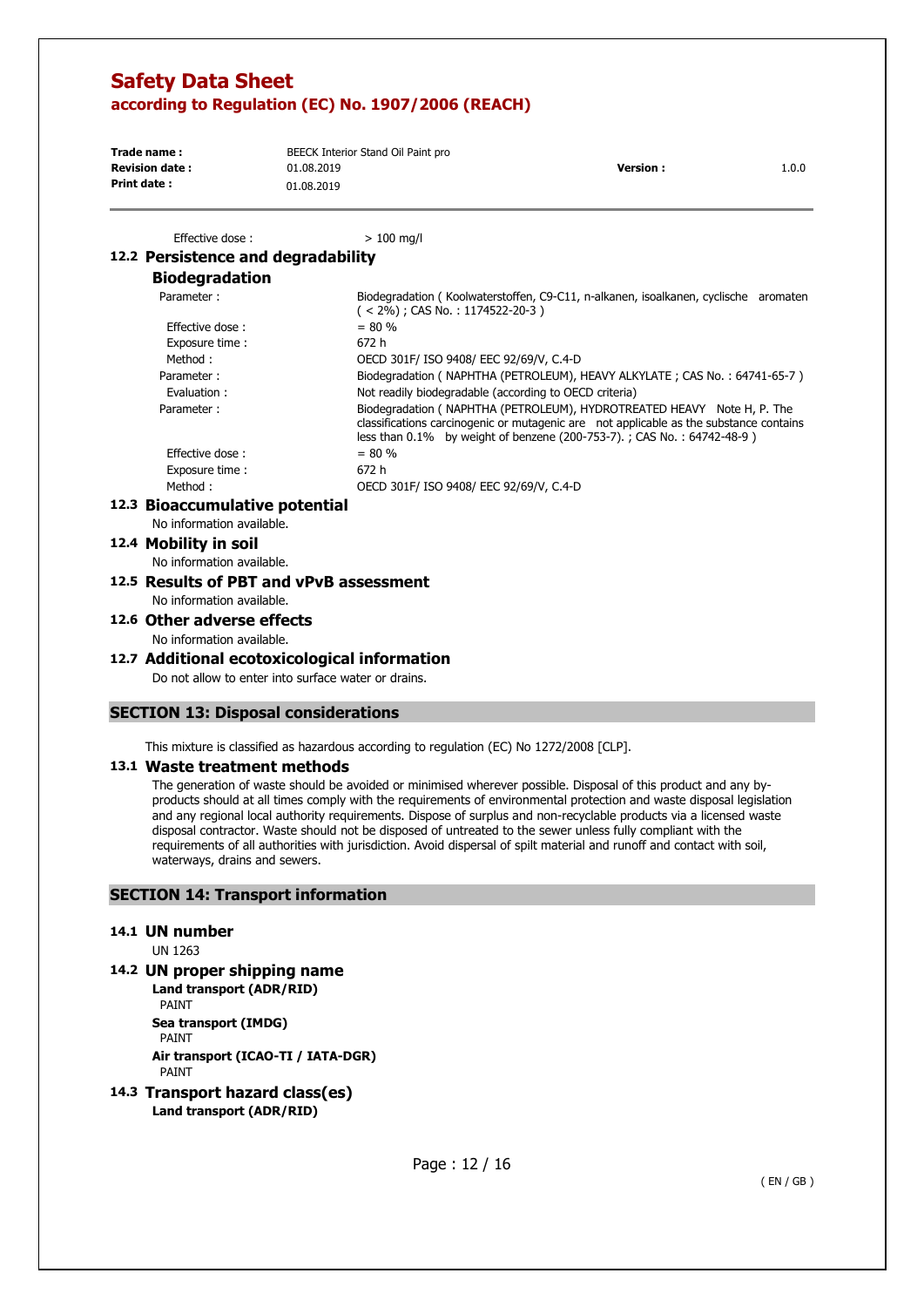| | |
|---|---|
| Effective dose : | > 100 mg/l |

## 12.2 Persistence and degradability

### Biodegradation

| | |
|---|---|
| Parameter : | Biodegradation ( Koolwaterstoffen, C9-C11, n-alkanen, isoalkanen, cyclische aromaten ( < 2%) ; CAS No. : 1174522-20-3 ) |
| Effective dose : | = 80 % |
| Exposure time : | 672 h |
| Method : | OECD 301F/ ISO 9408/ EEC 92/69/V, C.4-D |
| Parameter : | Biodegradation ( NAPHTHA (PETROLEUM), HEAVY ALKYLATE ; CAS No. : 64741-65-7 ) |
| Evaluation : | Not readily biodegradable (according to OECD criteria) |
| Parameter : | Biodegradation ( NAPHTHA (PETROLEUM), HYDROTREATED HEAVY Note H, P. The classifications carcinogenic or mutagenic are not applicable as the substance contains less than 0.1% by weight of benzene (200-753-7). ; CAS No. : 64742-48-9 ) |
| Effective dose : | = 80 % |
| Exposure time : | 672 h |
| Method : | OECD 301F/ ISO 9408/ EEC 92/69/V, C.4-D |

## 12.3 Bioaccumulative potential

No information available.

## 12.4 Mobility in soil

No information available.

## 12.5 Results of PBT and vPvB assessment

No information available.

## 12.6 Other adverse effects

No information available.

## 12.7 Additional ecotoxicological information

Do not allow to enter into surface water or drains.

# SECTION 13: Disposal considerations

This mixture is classified as hazardous according to regulation (EC) No 1272/2008 [CLP].

## 13.1 Waste treatment methods

The generation of waste should be avoided or minimised wherever possible. Disposal of this product and any by-products should at all times comply with the requirements of environmental protection and waste disposal legislation and any regional local authority requirements. Dispose of surplus and non-recyclable products via a licensed waste disposal contractor. Waste should not be disposed of untreated to the sewer unless fully compliant with the requirements of all authorities with jurisdiction. Avoid dispersal of spilt material and runoff and contact with soil, waterways, drains and sewers.

# SECTION 14: Transport information

## 14.1 UN number

UN 1263

## 14.2 UN proper shipping name

**Land transport (ADR/RID)**
PAINT

**Sea transport (IMDG)**
PAINT

**Air transport (ICAO-TI / IATA-DGR)**
PAINT

## 14.3 Transport hazard class(es)

**Land transport (ADR/RID)**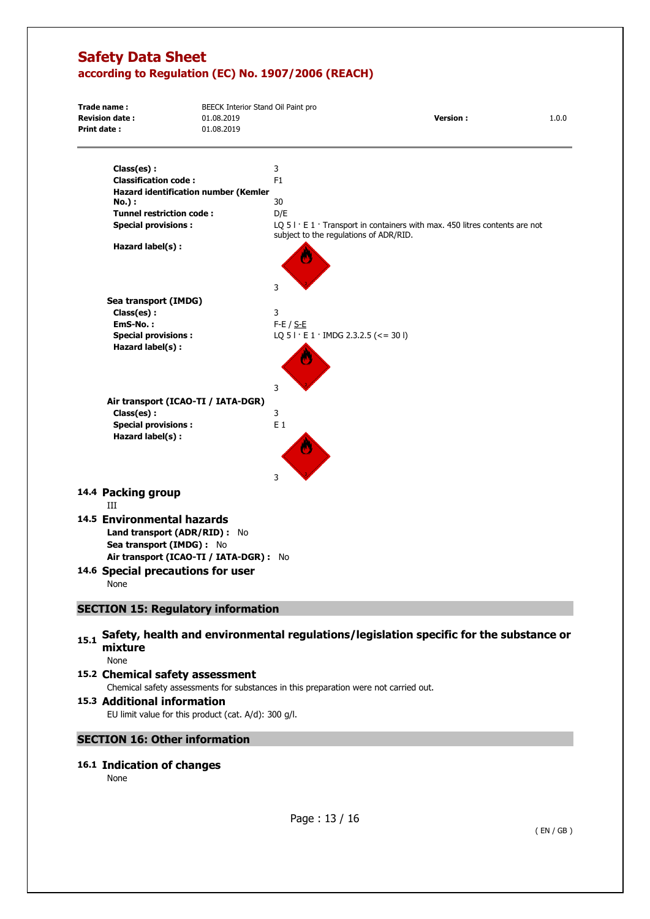**Class(es) :** 3
**Classification code :** F1
**Hazard identification number (Kemler No.) :** 30
**Tunnel restriction code :** D/E
**Special provisions :** LQ 5 l · E 1 · Transport in containers with max. 450 litres contents are not subject to the regulations of ADR/RID.
**Hazard label(s) :** 3

**Sea transport (IMDG)**

**Class(es) :** 3
**EmS-No. :** F-E / S-E
**Special provisions :** LQ 5 l · E 1 · IMDG 2.3.2.5 (<= 30 l)
**Hazard label(s) :** 3

**Air transport (ICAO-TI / IATA-DGR)**

**Class(es) :** 3
**Special provisions :** E 1
**Hazard label(s) :** 3

### 14.4 Packing group

III

### 14.5 Environmental hazards

**Land transport (ADR/RID) :** No
**Sea transport (IMDG) :** No
**Air transport (ICAO-TI / IATA-DGR) :** No

### 14.6 Special precautions for user

None

## SECTION 15: Regulatory information

### 15.1 Safety, health and environmental regulations/legislation specific for the substance or mixture

None

### 15.2 Chemical safety assessment

Chemical safety assessments for substances in this preparation were not carried out.

### 15.3 Additional information

EU limit value for this product (cat. A/d): 300 g/l.

## SECTION 16: Other information

### 16.1 Indication of changes

None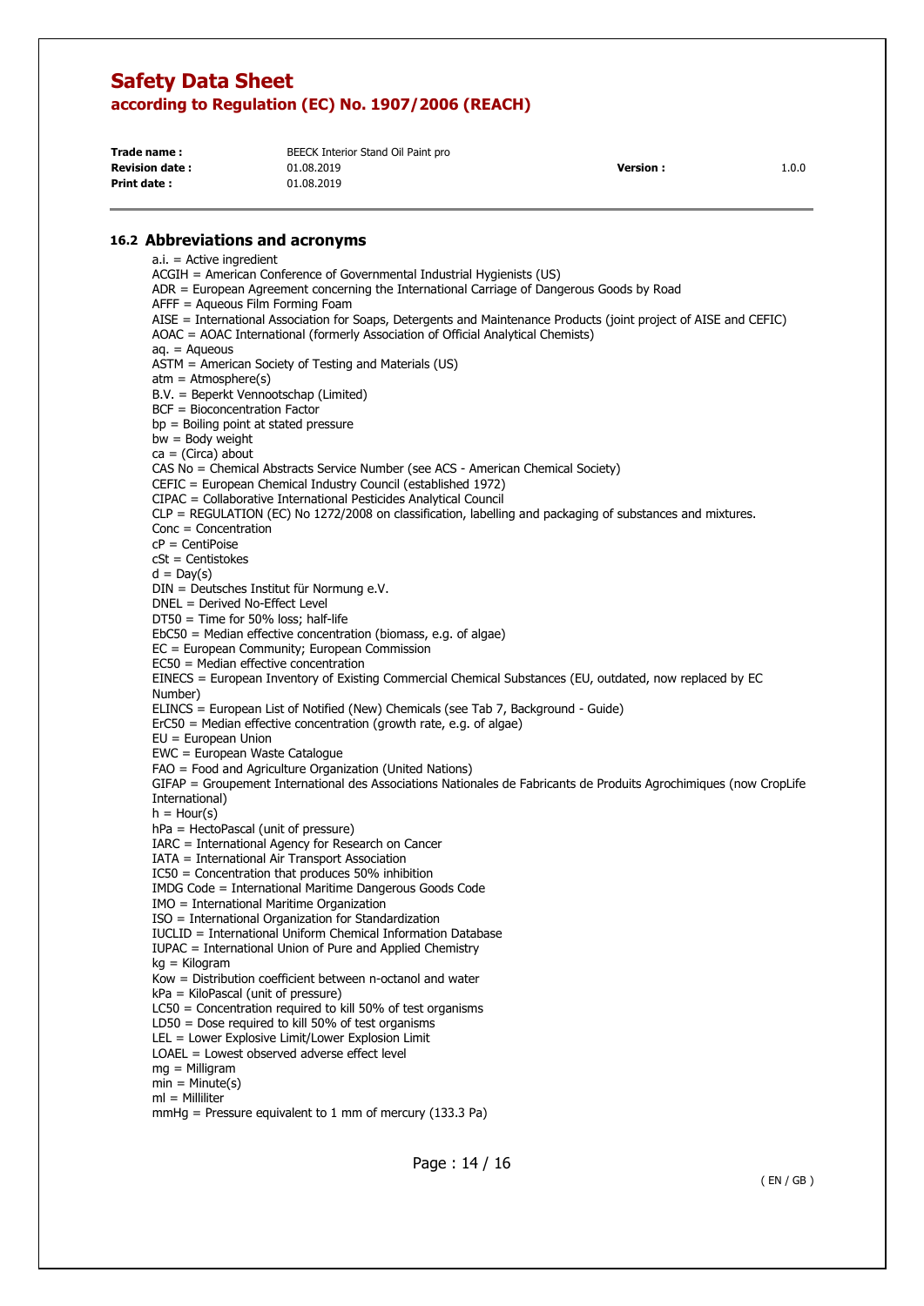## 16.2 Abbreviations and acronyms

a.i. = Active ingredient
ACGIH = American Conference of Governmental Industrial Hygienists (US)
ADR = European Agreement concerning the International Carriage of Dangerous Goods by Road
AFFF = Aqueous Film Forming Foam
AISE = International Association for Soaps, Detergents and Maintenance Products (joint project of AISE and CEFIC)
AOAC = AOAC International (formerly Association of Official Analytical Chemists)
aq. = Aqueous
ASTM = American Society of Testing and Materials (US)
atm = Atmosphere(s)
B.V. = Beperkt Vennootschap (Limited)
BCF = Bioconcentration Factor
bp = Boiling point at stated pressure
bw = Body weight
ca = (Circa) about
CAS No = Chemical Abstracts Service Number (see ACS - American Chemical Society)
CEFIC = European Chemical Industry Council (established 1972)
CIPAC = Collaborative International Pesticides Analytical Council
CLP = REGULATION (EC) No 1272/2008 on classification, labelling and packaging of substances and mixtures.
Conc = Concentration
cP = CentiPoise
cSt = Centistokes
d = Day(s)
DIN = Deutsches Institut für Normung e.V.
DNEL = Derived No-Effect Level
DT50 = Time for 50% loss; half-life
EbC50 = Median effective concentration (biomass, e.g. of algae)
EC = European Community; European Commission
EC50 = Median effective concentration
EINECS = European Inventory of Existing Commercial Chemical Substances (EU, outdated, now replaced by EC Number)
ELINCS = European List of Notified (New) Chemicals (see Tab 7, Background - Guide)
ErC50 = Median effective concentration (growth rate, e.g. of algae)
EU = European Union
EWC = European Waste Catalogue
FAO = Food and Agriculture Organization (United Nations)
GIFAP = Groupement International des Associations Nationales de Fabricants de Produits Agrochimiques (now CropLife International)
h = Hour(s)
hPa = HectoPascal (unit of pressure)
IARC = International Agency for Research on Cancer
IATA = International Air Transport Association
IC50 = Concentration that produces 50% inhibition
IMDG Code = International Maritime Dangerous Goods Code
IMO = International Maritime Organization
ISO = International Organization for Standardization
IUCLID = International Uniform Chemical Information Database
IUPAC = International Union of Pure and Applied Chemistry
kg = Kilogram
Kow = Distribution coefficient between n-octanol and water
kPa = KiloPascal (unit of pressure)
LC50 = Concentration required to kill 50% of test organisms
LD50 = Dose required to kill 50% of test organisms
LEL = Lower Explosive Limit/Lower Explosion Limit
LOAEL = Lowest observed adverse effect level
mg = Milligram
min = Minute(s)
ml = Milliliter
mmHg = Pressure equivalent to 1 mm of mercury (133.3 Pa)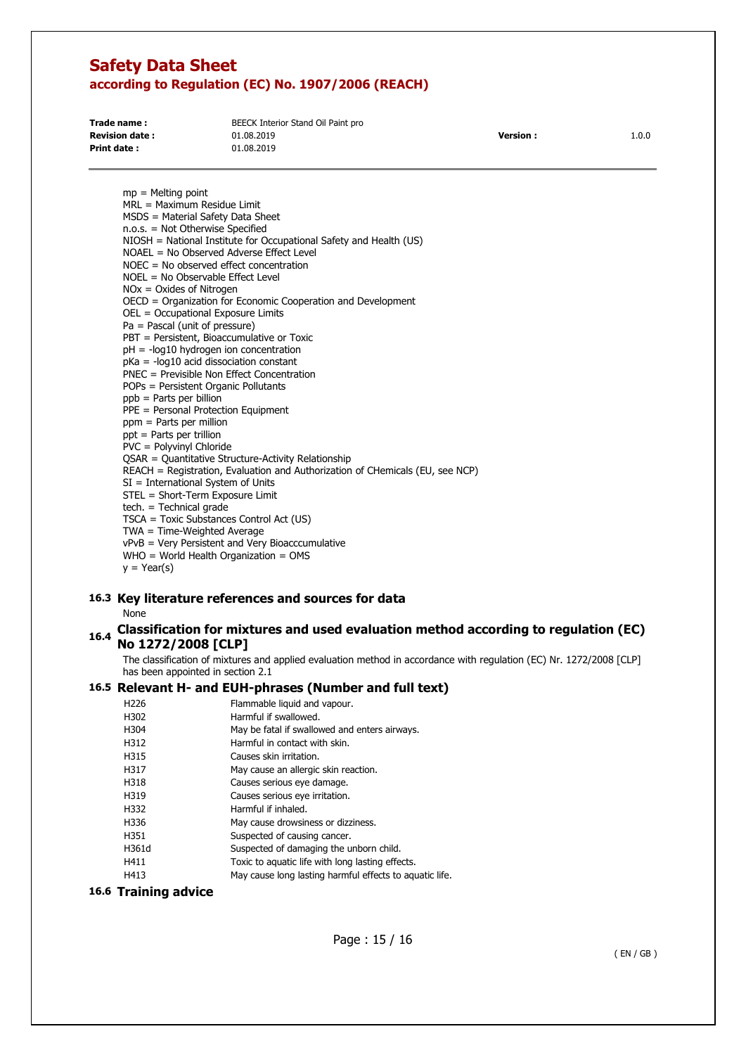mp = Melting point
MRL = Maximum Residue Limit
MSDS = Material Safety Data Sheet
n.o.s. = Not Otherwise Specified
NIOSH = National Institute for Occupational Safety and Health (US)
NOAEL = No Observed Adverse Effect Level
NOEC = No observed effect concentration
NOEL = No Observable Effect Level
NOx = Oxides of Nitrogen
OECD = Organization for Economic Cooperation and Development
OEL = Occupational Exposure Limits
Pa = Pascal (unit of pressure)
PBT = Persistent, Bioaccumulative or Toxic
pH = -log10 hydrogen ion concentration
pKa = -log10 acid dissociation constant
PNEC = Previsible Non Effect Concentration
POPs = Persistent Organic Pollutants
ppb = Parts per billion
PPE = Personal Protection Equipment
ppm = Parts per million
ppt = Parts per trillion
PVC = Polyvinyl Chloride
QSAR = Quantitative Structure-Activity Relationship
REACH = Registration, Evaluation and Authorization of CHemicals (EU, see NCP)
SI = International System of Units
STEL = Short-Term Exposure Limit
tech. = Technical grade
TSCA = Toxic Substances Control Act (US)
TWA = Time-Weighted Average
vPvB = Very Persistent and Very Bioacccumulative
WHO = World Health Organization = OMS
y = Year(s)

## 16.3 Key literature references and sources for data

None

## 16.4 Classification for mixtures and used evaluation method according to regulation (EC) No 1272/2008 [CLP]

The classification of mixtures and applied evaluation method in accordance with regulation (EC) Nr. 1272/2008 [CLP] has been appointed in section 2.1

## 16.5 Relevant H- and EUH-phrases (Number and full text)

| | |
|---|---|
| H226 | Flammable liquid and vapour. |
| H302 | Harmful if swallowed. |
| H304 | May be fatal if swallowed and enters airways. |
| H312 | Harmful in contact with skin. |
| H315 | Causes skin irritation. |
| H317 | May cause an allergic skin reaction. |
| H318 | Causes serious eye damage. |
| H319 | Causes serious eye irritation. |
| H332 | Harmful if inhaled. |
| H336 | May cause drowsiness or dizziness. |
| H351 | Suspected of causing cancer. |
| H361d | Suspected of damaging the unborn child. |
| H411 | Toxic to aquatic life with long lasting effects. |
| H413 | May cause long lasting harmful effects to aquatic life. |

## 16.6 Training advice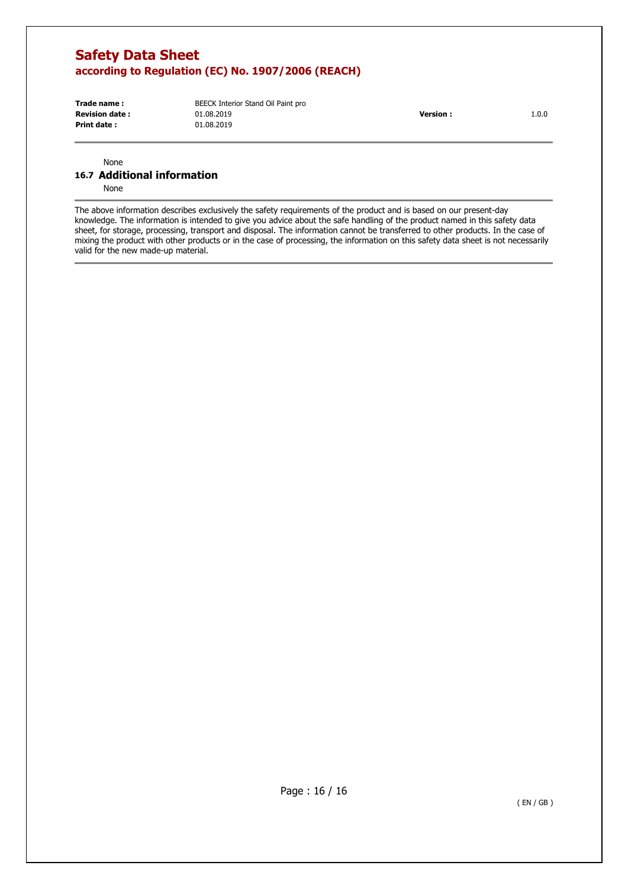None

### 16.7 Additional information

None

---

The above information describes exclusively the safety requirements of the product and is based on our present-day knowledge. The information is intended to give you advice about the safe handling of the product named in this safety data sheet, for storage, processing, transport and disposal. The information cannot be transferred to other products. In the case of mixing the product with other products or in the case of processing, the information on this safety data sheet is not necessarily valid for the new made-up material.